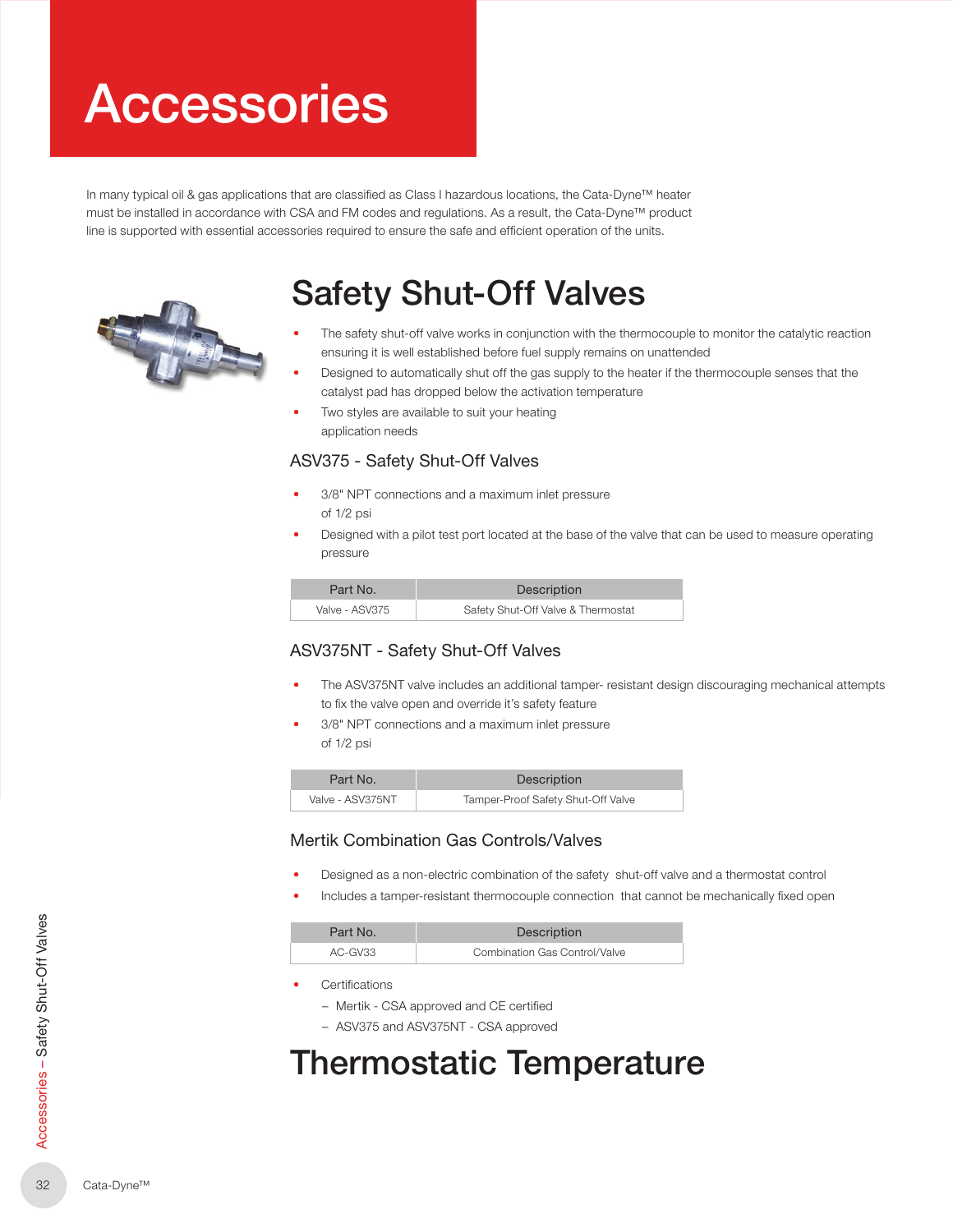# Accessories

In many typical oil & gas applications that are classified as Class I hazardous locations, the Cata-Dyne™ heater must be installed in accordance with CSA and FM codes and regulations. As a result, the Cata-Dyne™ product line is supported with essential accessories required to ensure the safe and efficient operation of the units.

## Safety Shut-Off Valves

- The safety shut-off valve works in conjunction with the thermocouple to monitor the catalytic reaction ensuring it is well established before fuel supply remains on unattended
- Designed to automatically shut off the gas supply to the heater if the thermocouple senses that the catalyst pad has dropped below the activation temperature
- Two styles are available to suit your heating application needs

### ASV375 - Safety Shut-Off Valves

- 3/8" NPT connections and a maximum inlet pressure of 1/2 psi
- Designed with a pilot test port located at the base of the valve that can be used to measure operating pressure

| Part No. | Description |
| --- | --- |
| Valve - ASV375 | Safety Shut-Off Valve & Thermostat |

### ASV375NT - Safety Shut-Off Valves

- The ASV375NT valve includes an additional tamper- resistant design discouraging mechanical attempts to fix the valve open and override it's safety feature
- 3/8" NPT connections and a maximum inlet pressure of 1/2 psi

| Part No. | Description |
| --- | --- |
| Valve - ASV375NT | Tamper-Proof Safety Shut-Off Valve |

### Mertik Combination Gas Controls/Valves

- Designed as a non-electric combination of the safety shut-off valve and a thermostat control
- Includes a tamper-resistant thermocouple connection that cannot be mechanically fixed open

| Part No. | Description |
| --- | --- |
| AC-GV33 | Combination Gas Control/Valve |

- Certifications
  - Mertik - CSA approved and CE certified
  - ASV375 and ASV375NT - CSA approved

## Thermostatic Temperature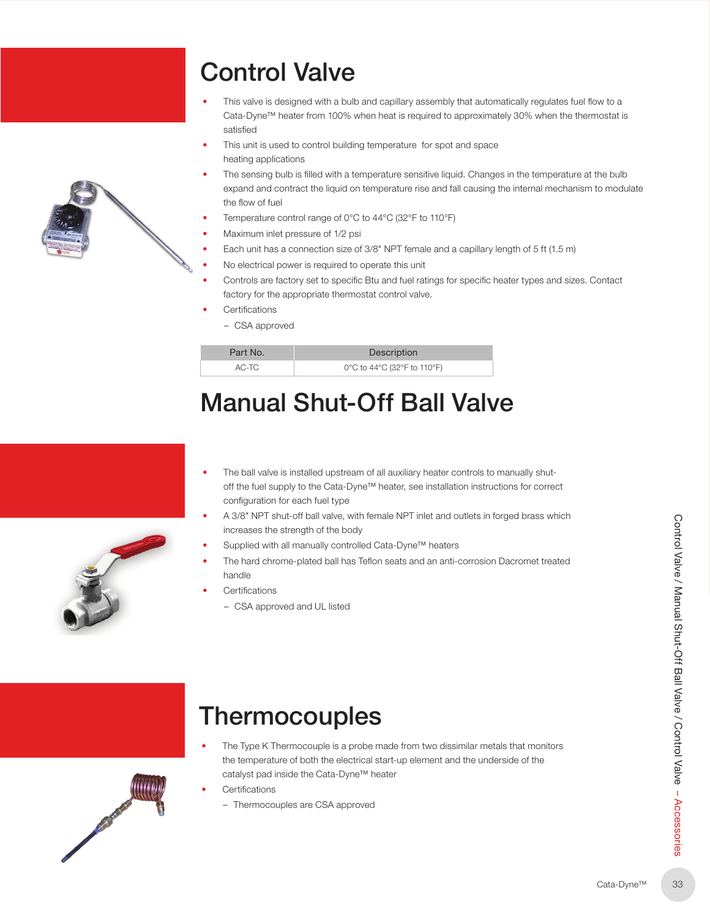# Control Valve

- This valve is designed with a bulb and capillary assembly that automatically regulates fuel flow to a Cata-Dyne™ heater from 100% when heat is required to approximately 30% when the thermostat is satisfied
- This unit is used to control building temperature for spot and space heating applications
- The sensing bulb is filled with a temperature sensitive liquid. Changes in the temperature at the bulb expand and contract the liquid on temperature rise and fall causing the internal mechanism to modulate the flow of fuel
- Temperature control range of 0°C to 44°C (32°F to 110°F)
- Maximum inlet pressure of 1/2 psi
- Each unit has a connection size of 3/8" NPT female and a capillary length of 5 ft (1.5 m)
- No electrical power is required to operate this unit
- Controls are factory set to specific Btu and fuel ratings for specific heater types and sizes. Contact factory for the appropriate thermostat control valve.
- Certifications
  - CSA approved

| Part No. | Description |
|---|---|
| AC-TC | 0°C to 44°C (32°F to 110°F) |

# Manual Shut-Off Ball Valve

- The ball valve is installed upstream of all auxiliary heater controls to manually shut-off the fuel supply to the Cata-Dyne™ heater, see installation instructions for correct configuration for each fuel type
- A 3/8" NPT shut-off ball valve, with female NPT inlet and outlets in forged brass which increases the strength of the body
- Supplied with all manually controlled Cata-Dyne™ heaters
- The hard chrome-plated ball has Teflon seats and an anti-corrosion Dacromet treated handle
- Certifications
  - CSA approved and UL listed

# Thermocouples

- The Type K Thermocouple is a probe made from two dissimilar metals that monitors the temperature of both the electrical start-up element and the underside of the catalyst pad inside the Cata-Dyne™ heater
- Certifications
  - Thermocouples are CSA approved